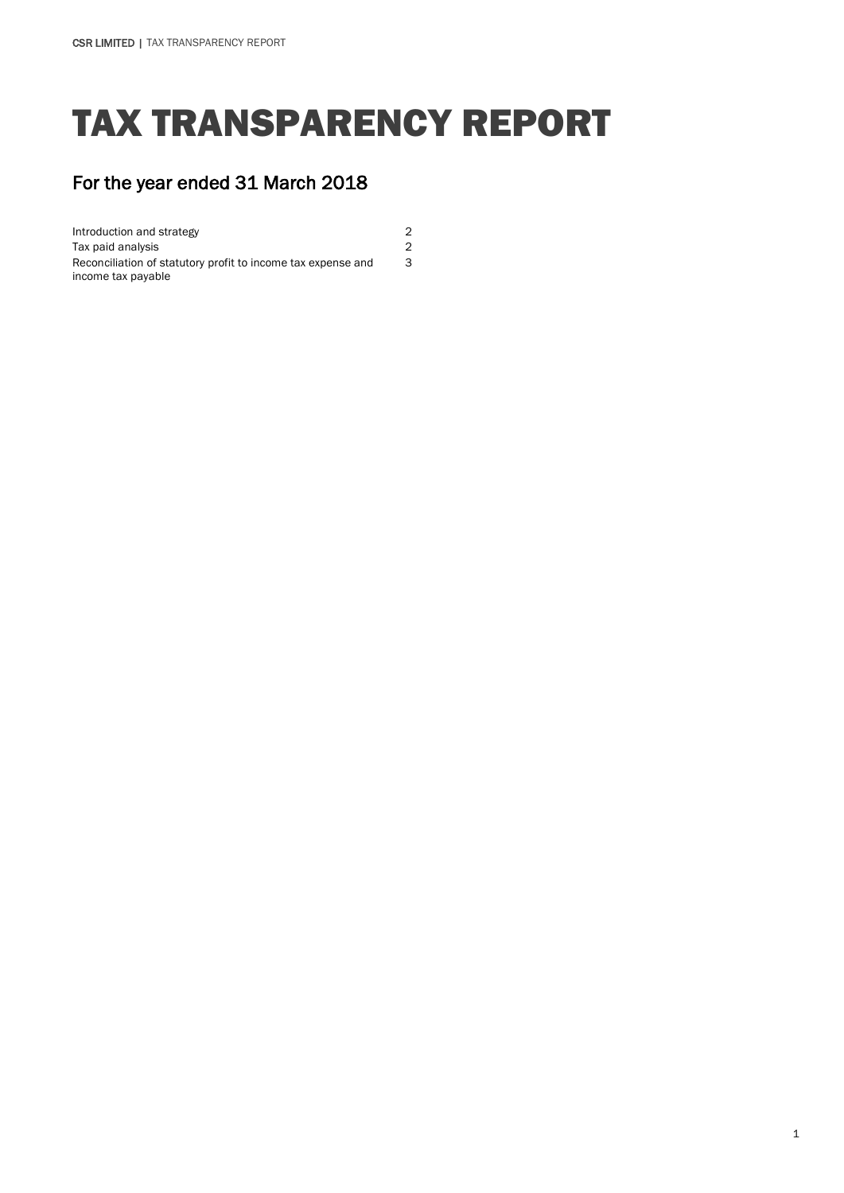# TAX TRANSPARENCY REPORT

## For the year ended 31 March 2018

| | |
|---|---|
| Introduction and strategy | 2 |
| Tax paid analysis | 2 |
| Reconciliation of statutory profit to income tax expense and income tax payable | 3 |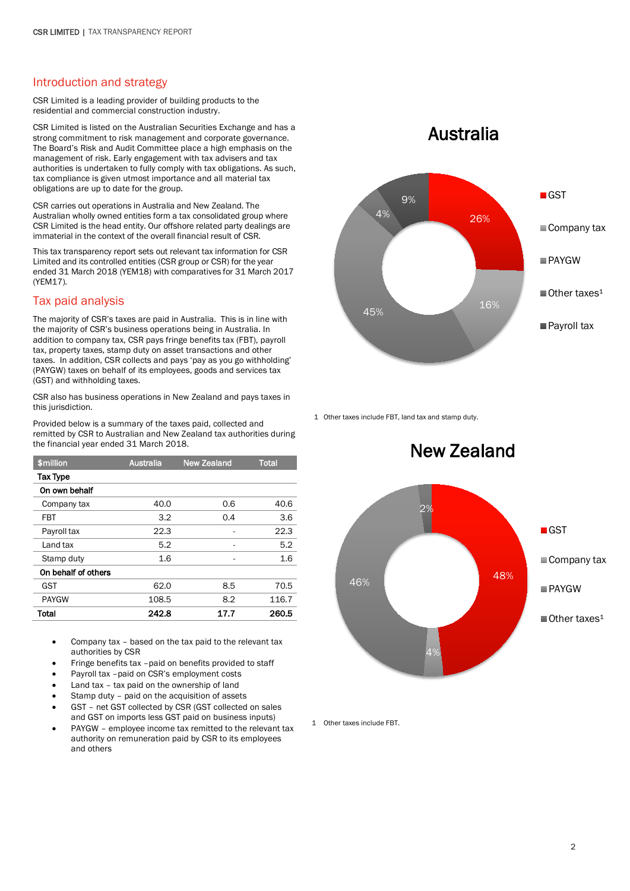## Introduction and strategy

CSR Limited is a leading provider of building products to the residential and commercial construction industry.

CSR Limited is listed on the Australian Securities Exchange and has a strong commitment to risk management and corporate governance. The Board's Risk and Audit Committee place a high emphasis on the management of risk. Early engagement with tax advisers and tax authorities is undertaken to fully comply with tax obligations. As such, tax compliance is given utmost importance and all material tax obligations are up to date for the group.

CSR carries out operations in Australia and New Zealand. The Australian wholly owned entities form a tax consolidated group where CSR Limited is the head entity. Our offshore related party dealings are immaterial in the context of the overall financial result of CSR.

This tax transparency report sets out relevant tax information for CSR Limited and its controlled entities (CSR group or CSR) for the year ended 31 March 2018 (YEM18) with comparatives for 31 March 2017 (YEM17).

## Tax paid analysis

The majority of CSR's taxes are paid in Australia. This is in line with the majority of CSR's business operations being in Australia. In addition to company tax, CSR pays fringe benefits tax (FBT), payroll tax, property taxes, stamp duty on asset transactions and other taxes. In addition, CSR collects and pays 'pay as you go withholding' (PAYGW) taxes on behalf of its employees, goods and services tax (GST) and withholding taxes.

CSR also has business operations in New Zealand and pays taxes in this jurisdiction.

Provided below is a summary of the taxes paid, collected and remitted by CSR to Australian and New Zealand tax authorities during the financial year ended 31 March 2018.

| $million | Australia | New Zealand | Total |
|---|---|---|---|
| **Tax Type** | | | |
| **On own behalf** | | | |
| Company tax | 40.0 | 0.6 | 40.6 |
| FBT | 3.2 | 0.4 | 3.6 |
| Payroll tax | 22.3 | - | 22.3 |
| Land tax | 5.2 | - | 5.2 |
| Stamp duty | 1.6 | - | 1.6 |
| **On behalf of others** | | | |
| GST | 62.0 | 8.5 | 70.5 |
| PAYGW | 108.5 | 8.2 | 116.7 |
| **Total** | **242.8** | **17.7** | **260.5** |

- Company tax – based on the tax paid to the relevant tax authorities by CSR
- Fringe benefits tax –paid on benefits provided to staff
- Payroll tax –paid on CSR's employment costs
- Land tax – tax paid on the ownership of land
- Stamp duty – paid on the acquisition of assets
- GST – net GST collected by CSR (GST collected on sales and GST on imports less GST paid on business inputs)
- PAYGW – employee income tax remitted to the relevant tax authority on remuneration paid by CSR to its employees and others

### Australia

| Tax type | Share |
|---|---|
| GST | 26% |
| Company tax | 16% |
| PAYGW | 45% |
| Other taxes[1] | 4% |
| Payroll tax | 9% |

1 Other taxes include FBT, land tax and stamp duty.

### New Zealand

| Tax type | Share |
|---|---|
| GST | 48% |
| Company tax | 4% |
| PAYGW | 46% |
| Other taxes[1] | 2% |

1 Other taxes include FBT.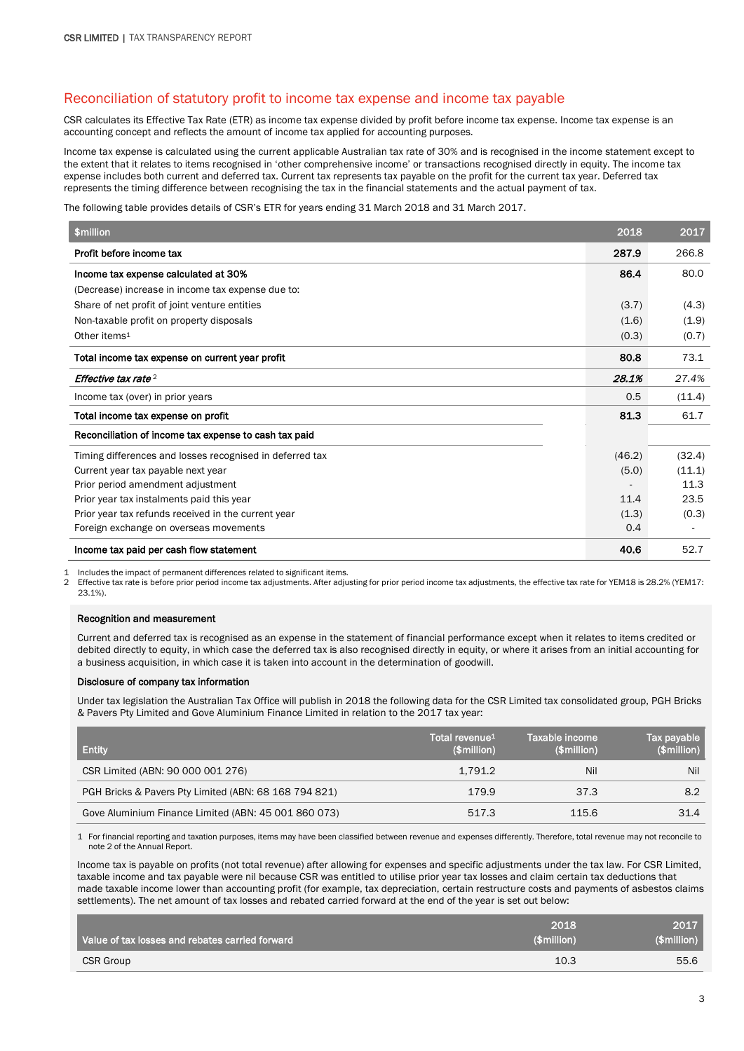## Reconciliation of statutory profit to income tax expense and income tax payable

CSR calculates its Effective Tax Rate (ETR) as income tax expense divided by profit before income tax expense. Income tax expense is an accounting concept and reflects the amount of income tax applied for accounting purposes.

Income tax expense is calculated using the current applicable Australian tax rate of 30% and is recognised in the income statement except to the extent that it relates to items recognised in 'other comprehensive income' or transactions recognised directly in equity. The income tax expense includes both current and deferred tax. Current tax represents tax payable on the profit for the current tax year. Deferred tax represents the timing difference between recognising the tax in the financial statements and the actual payment of tax.

The following table provides details of CSR's ETR for years ending 31 March 2018 and 31 March 2017.

| $million | 2018 | 2017 |
|---|---|---|
| **Profit before income tax** | **287.9** | 266.8 |
| **Income tax expense calculated at 30%** | **86.4** | 80.0 |
| (Decrease) increase in income tax expense due to: | | |
| Share of net profit of joint venture entities | (3.7) | (4.3) |
| Non-taxable profit on property disposals | (1.6) | (1.9) |
| Other items[1] | (0.3) | (0.7) |
| **Total income tax expense on current year profit** | **80.8** | 73.1 |
| ***Effective tax rate*** [2] | ***28.1%*** | *27.4%* |
| Income tax (over) in prior years | 0.5 | (11.4) |
| **Total income tax expense on profit** | **81.3** | 61.7 |
| **Reconciliation of income tax expense to cash tax paid** | | |
| Timing differences and losses recognised in deferred tax | (46.2) | (32.4) |
| Current year tax payable next year | (5.0) | (11.1) |
| Prior period amendment adjustment | - | 11.3 |
| Prior year tax instalments paid this year | 11.4 | 23.5 |
| Prior year tax refunds received in the current year | (1.3) | (0.3) |
| Foreign exchange on overseas movements | 0.4 | - |
| **Income tax paid per cash flow statement** | **40.6** | 52.7 |

1 Includes the impact of permanent differences related to significant items.
2 Effective tax rate is before prior period income tax adjustments. After adjusting for prior period income tax adjustments, the effective tax rate for YEM18 is 28.2% (YEM17: 23.1%).

### Recognition and measurement

Current and deferred tax is recognised as an expense in the statement of financial performance except when it relates to items credited or debited directly to equity, in which case the deferred tax is also recognised directly in equity, or where it arises from an initial accounting for a business acquisition, in which case it is taken into account in the determination of goodwill.

### Disclosure of company tax information

Under tax legislation the Australian Tax Office will publish in 2018 the following data for the CSR Limited tax consolidated group, PGH Bricks & Pavers Pty Limited and Gove Aluminium Finance Limited in relation to the 2017 tax year:

| Entity | Total revenue[1] ($million) | Taxable income ($million) | Tax payable ($million) |
|---|---|---|---|
| CSR Limited (ABN: 90 000 001 276) | 1,791.2 | Nil | Nil |
| PGH Bricks & Pavers Pty Limited (ABN: 68 168 794 821) | 179.9 | 37.3 | 8.2 |
| Gove Aluminium Finance Limited (ABN: 45 001 860 073) | 517.3 | 115.6 | 31.4 |

1 For financial reporting and taxation purposes, items may have been classified between revenue and expenses differently. Therefore, total revenue may not reconcile to note 2 of the Annual Report.

Income tax is payable on profits (not total revenue) after allowing for expenses and specific adjustments under the tax law. For CSR Limited, taxable income and tax payable were nil because CSR was entitled to utilise prior year tax losses and claim certain tax deductions that made taxable income lower than accounting profit (for example, tax depreciation, certain restructure costs and payments of asbestos claims settlements). The net amount of tax losses and rebated carried forward at the end of the year is set out below:

| Value of tax losses and rebates carried forward | 2018 ($million) | 2017 ($million) |
|---|---|---|
| CSR Group | 10.3 | 55.6 |